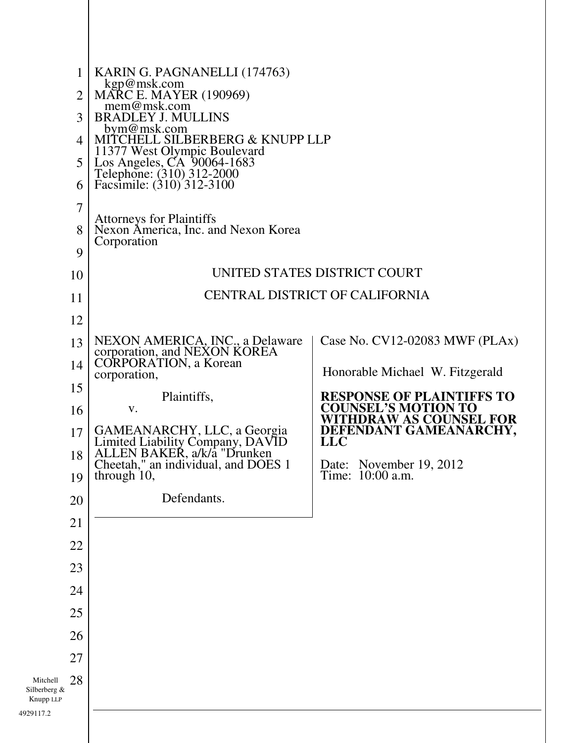KARIN G. PAGNANELLI (174763)
kgp@msk.com
MARC E. MAYER (190969)
mem@msk.com
BRADLEY J. MULLINS
bym@msk.com
MITCHELL SILBERBERG & KNUPP LLP
11377 West Olympic Boulevard
Los Angeles, CA 90064-1683
Telephone: (310) 312-2000
Facsimile: (310) 312-3100

Attorneys for Plaintiffs
Nexon America, Inc. and Nexon Korea Corporation

UNITED STATES DISTRICT COURT

CENTRAL DISTRICT OF CALIFORNIA

| | |
|---|---|
| NEXON AMERICA, INC., a Delaware corporation, and NEXON KOREA CORPORATION, a Korean corporation,<br><br>Plaintiffs,<br><br>v.<br><br>GAMEANARCHY, LLC, a Georgia Limited Liability Company, DAVID ALLEN BAKER, a/k/a "Drunken Cheetah," an individual, and DOES 1 through 10,<br><br>Defendants. | Case No. CV12-02083 MWF (PLAx)<br><br>Honorable Michael W. Fitzgerald<br><br>**RESPONSE OF PLAINTIFFS TO COUNSEL'S MOTION TO WITHDRAW AS COUNSEL FOR DEFENDANT GAMEANARCHY, LLC**<br><br>Date: November 19, 2012<br>Time: 10:00 a.m. |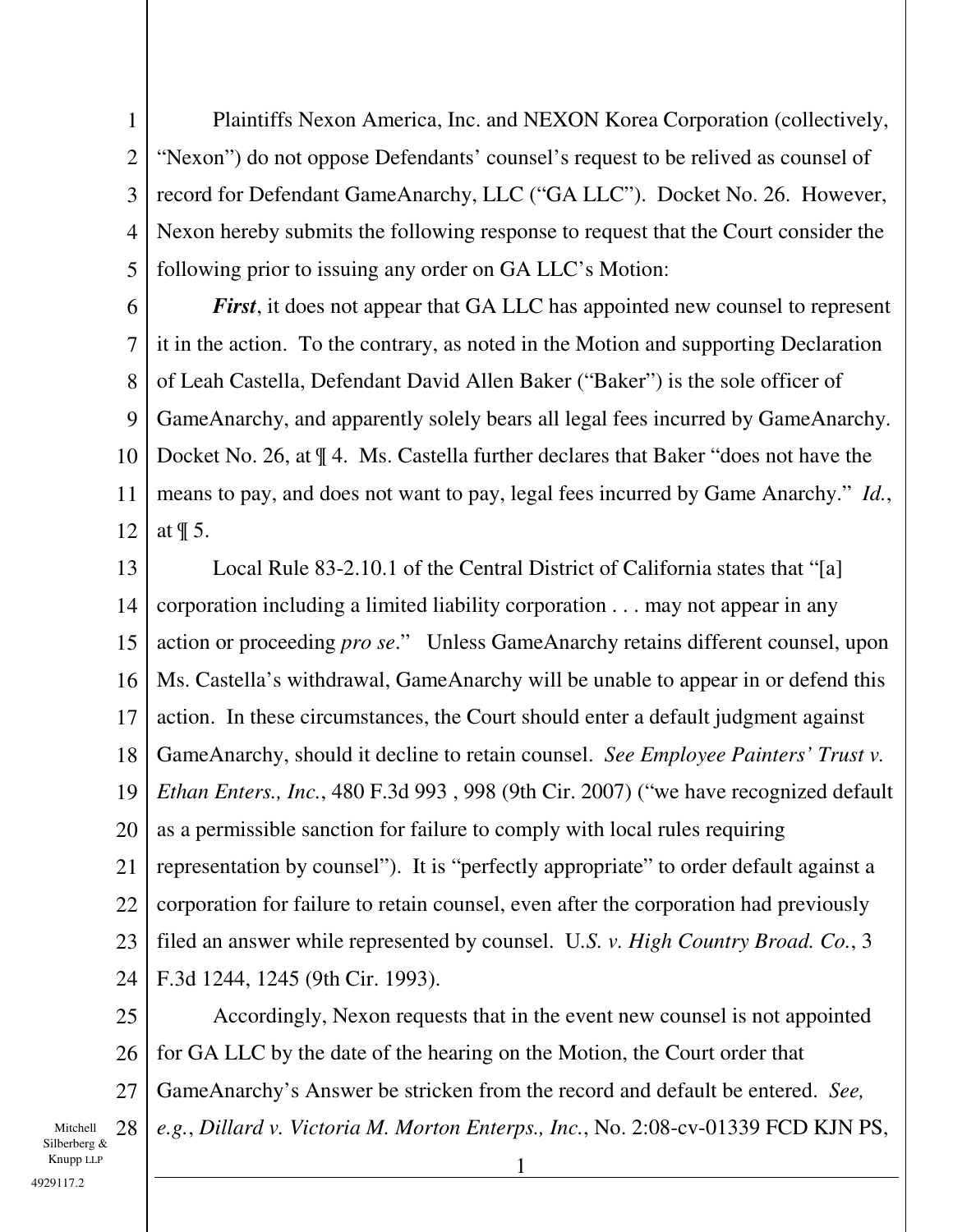Plaintiffs Nexon America, Inc. and NEXON Korea Corporation (collectively, "Nexon") do not oppose Defendants' counsel's request to be relived as counsel of record for Defendant GameAnarchy, LLC ("GA LLC"). Docket No. 26. However, Nexon hereby submits the following response to request that the Court consider the following prior to issuing any order on GA LLC's Motion:

***First***, it does not appear that GA LLC has appointed new counsel to represent it in the action. To the contrary, as noted in the Motion and supporting Declaration of Leah Castella, Defendant David Allen Baker ("Baker") is the sole officer of GameAnarchy, and apparently solely bears all legal fees incurred by GameAnarchy. Docket No. 26, at ¶ 4. Ms. Castella further declares that Baker "does not have the means to pay, and does not want to pay, legal fees incurred by Game Anarchy." *Id.*, at ¶ 5.

Local Rule 83-2.10.1 of the Central District of California states that "[a] corporation including a limited liability corporation . . . may not appear in any action or proceeding *pro se*." Unless GameAnarchy retains different counsel, upon Ms. Castella's withdrawal, GameAnarchy will be unable to appear in or defend this action. In these circumstances, the Court should enter a default judgment against GameAnarchy, should it decline to retain counsel. *See Employee Painters' Trust v. Ethan Enters., Inc.*, 480 F.3d 993 , 998 (9th Cir. 2007) ("we have recognized default as a permissible sanction for failure to comply with local rules requiring representation by counsel"). It is "perfectly appropriate" to order default against a corporation for failure to retain counsel, even after the corporation had previously filed an answer while represented by counsel. U*.S. v. High Country Broad. Co.*, 3 F.3d 1244, 1245 (9th Cir. 1993).

Accordingly, Nexon requests that in the event new counsel is not appointed for GA LLC by the date of the hearing on the Motion, the Court order that GameAnarchy's Answer be stricken from the record and default be entered. *See, e.g.*, *Dillard v. Victoria M. Morton Enterps., Inc.*, No. 2:08-cv-01339 FCD KJN PS,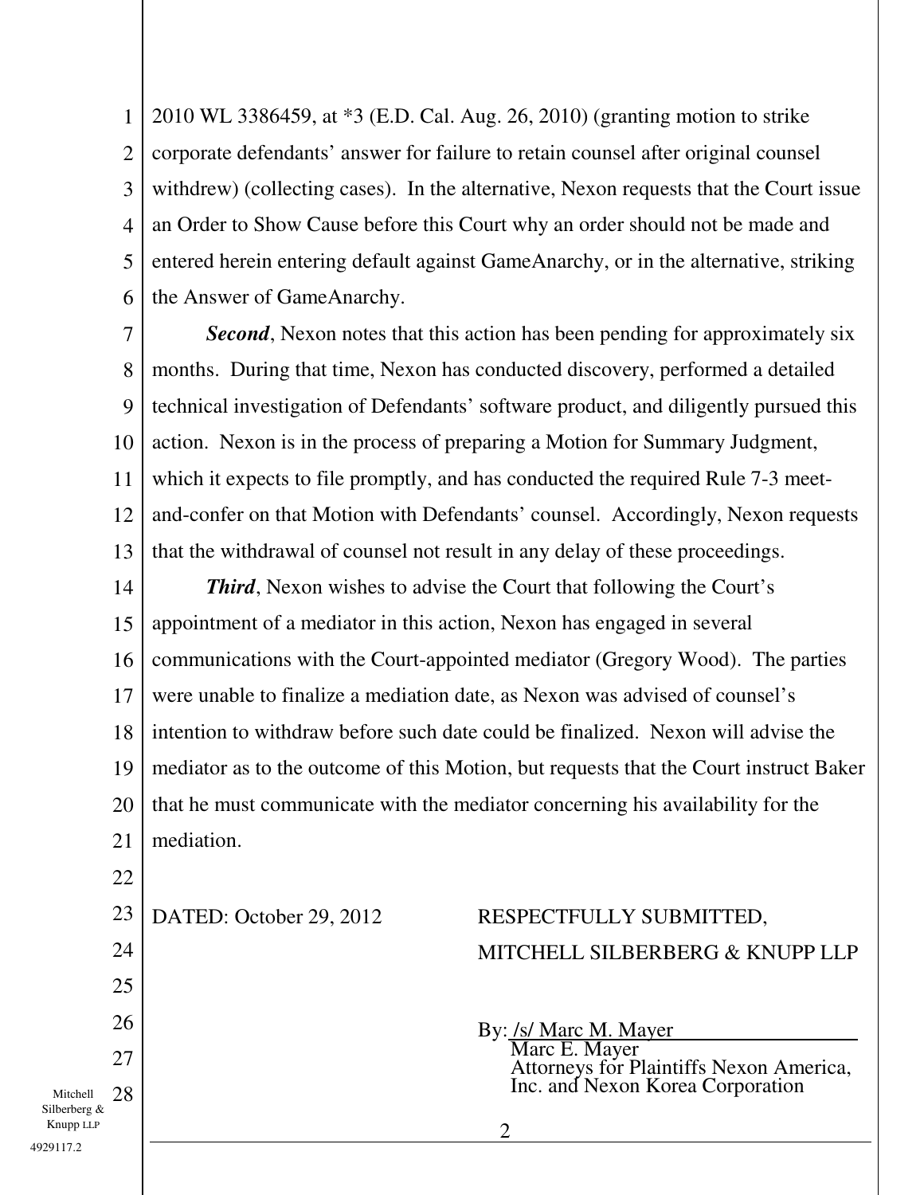2010 WL 3386459, at *3 (E.D. Cal. Aug. 26, 2010) (granting motion to strike corporate defendants' answer for failure to retain counsel after original counsel withdrew) (collecting cases). In the alternative, Nexon requests that the Court issue an Order to Show Cause before this Court why an order should not be made and entered herein entering default against GameAnarchy, or in the alternative, striking the Answer of GameAnarchy.

***Second***, Nexon notes that this action has been pending for approximately six months. During that time, Nexon has conducted discovery, performed a detailed technical investigation of Defendants' software product, and diligently pursued this action. Nexon is in the process of preparing a Motion for Summary Judgment, which it expects to file promptly, and has conducted the required Rule 7-3 meet-and-confer on that Motion with Defendants' counsel. Accordingly, Nexon requests that the withdrawal of counsel not result in any delay of these proceedings.

***Third***, Nexon wishes to advise the Court that following the Court's appointment of a mediator in this action, Nexon has engaged in several communications with the Court-appointed mediator (Gregory Wood). The parties were unable to finalize a mediation date, as Nexon was advised of counsel's intention to withdraw before such date could be finalized. Nexon will advise the mediator as to the outcome of this Motion, but requests that the Court instruct Baker that he must communicate with the mediator concerning his availability for the mediation.

DATED: October 29, 2012

RESPECTFULLY SUBMITTED,
MITCHELL SILBERBERG & KNUPP LLP

By: /s/ Marc M. Mayer
Marc E. Mayer
Attorneys for Plaintiffs Nexon America, Inc. and Nexon Korea Corporation